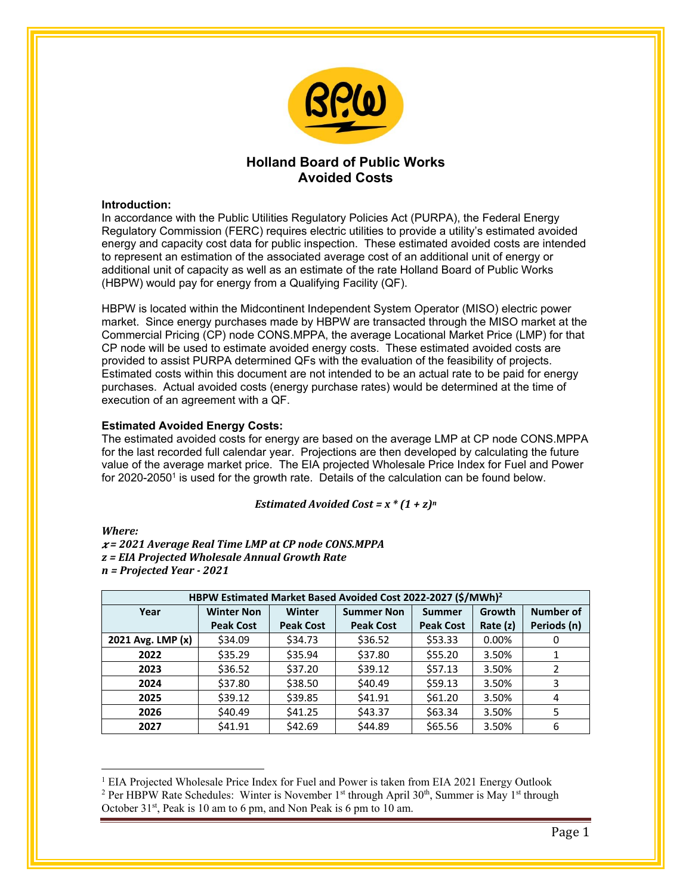# Holland Board of Public Works
# Avoided Costs

### Introduction:

In accordance with the Public Utilities Regulatory Policies Act (PURPA), the Federal Energy Regulatory Commission (FERC) requires electric utilities to provide a utility's estimated avoided energy and capacity cost data for public inspection. These estimated avoided costs are intended to represent an estimation of the associated average cost of an additional unit of energy or additional unit of capacity as well as an estimate of the rate Holland Board of Public Works (HBPW) would pay for energy from a Qualifying Facility (QF).

HBPW is located within the Midcontinent Independent System Operator (MISO) electric power market. Since energy purchases made by HBPW are transacted through the MISO market at the Commercial Pricing (CP) node CONS.MPPA, the average Locational Market Price (LMP) for that CP node will be used to estimate avoided energy costs. These estimated avoided costs are provided to assist PURPA determined QFs with the evaluation of the feasibility of projects. Estimated costs within this document are not intended to be an actual rate to be paid for energy purchases. Actual avoided costs (energy purchase rates) would be determined at the time of execution of an agreement with a QF.

### Estimated Avoided Energy Costs:

The estimated avoided costs for energy are based on the average LMP at CP node CONS.MPPA for the last recorded full calendar year. Projections are then developed by calculating the future value of the average market price. The EIA projected Wholesale Price Index for Fuel and Power for 2020-2050[1] is used for the growth rate. Details of the calculation can be found below.

$$\textit{Estimated Avoided Cost} = x * (1 + z)^n$$

***Where:***

***$x$ = 2021 Average Real Time LMP at CP node CONS.MPPA***

***$z$ = EIA Projected Wholesale Annual Growth Rate***

***$n$ = Projected Year - 2021***

| HBPW Estimated Market Based Avoided Cost 2022-2027 ($/MWh)[2] | | | | | | |
|---|---|---|---|---|---|---|
| **Year** | **Winter Non Peak Cost** | **Winter Peak Cost** | **Summer Non Peak Cost** | **Summer Peak Cost** | **Growth Rate (z)** | **Number of Periods (n)** |
| **2021 Avg. LMP (x)** | $34.09 | $34.73 | $36.52 | $53.33 | 0.00% | 0 |
| **2022** | $35.29 | $35.94 | $37.80 | $55.20 | 3.50% | 1 |
| **2023** | $36.52 | $37.20 | $39.12 | $57.13 | 3.50% | 2 |
| **2024** | $37.80 | $38.50 | $40.49 | $59.13 | 3.50% | 3 |
| **2025** | $39.12 | $39.85 | $41.91 | $61.20 | 3.50% | 4 |
| **2026** | $40.49 | $41.25 | $43.37 | $63.34 | 3.50% | 5 |
| **2027** | $41.91 | $42.69 | $44.89 | $65.56 | 3.50% | 6 |

[1] EIA Projected Wholesale Price Index for Fuel and Power is taken from EIA 2021 Energy Outlook

[2] Per HBPW Rate Schedules: Winter is November 1st through April 30th, Summer is May 1st through October 31st, Peak is 10 am to 6 pm, and Non Peak is 6 pm to 10 am.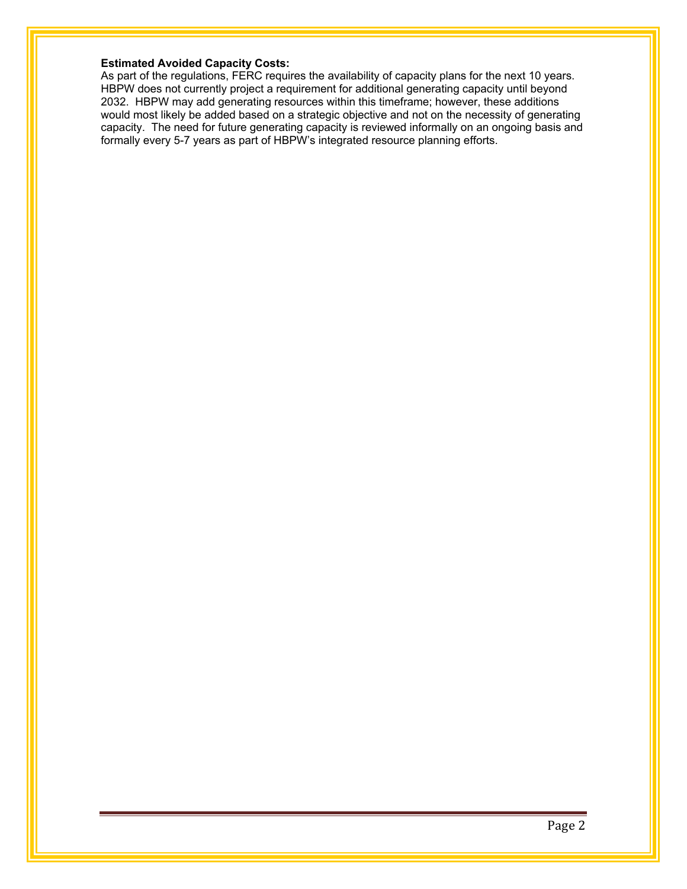**Estimated Avoided Capacity Costs:**

As part of the regulations, FERC requires the availability of capacity plans for the next 10 years. HBPW does not currently project a requirement for additional generating capacity until beyond 2032. HBPW may add generating resources within this timeframe; however, these additions would most likely be added based on a strategic objective and not on the necessity of generating capacity. The need for future generating capacity is reviewed informally on an ongoing basis and formally every 5-7 years as part of HBPW's integrated resource planning efforts.